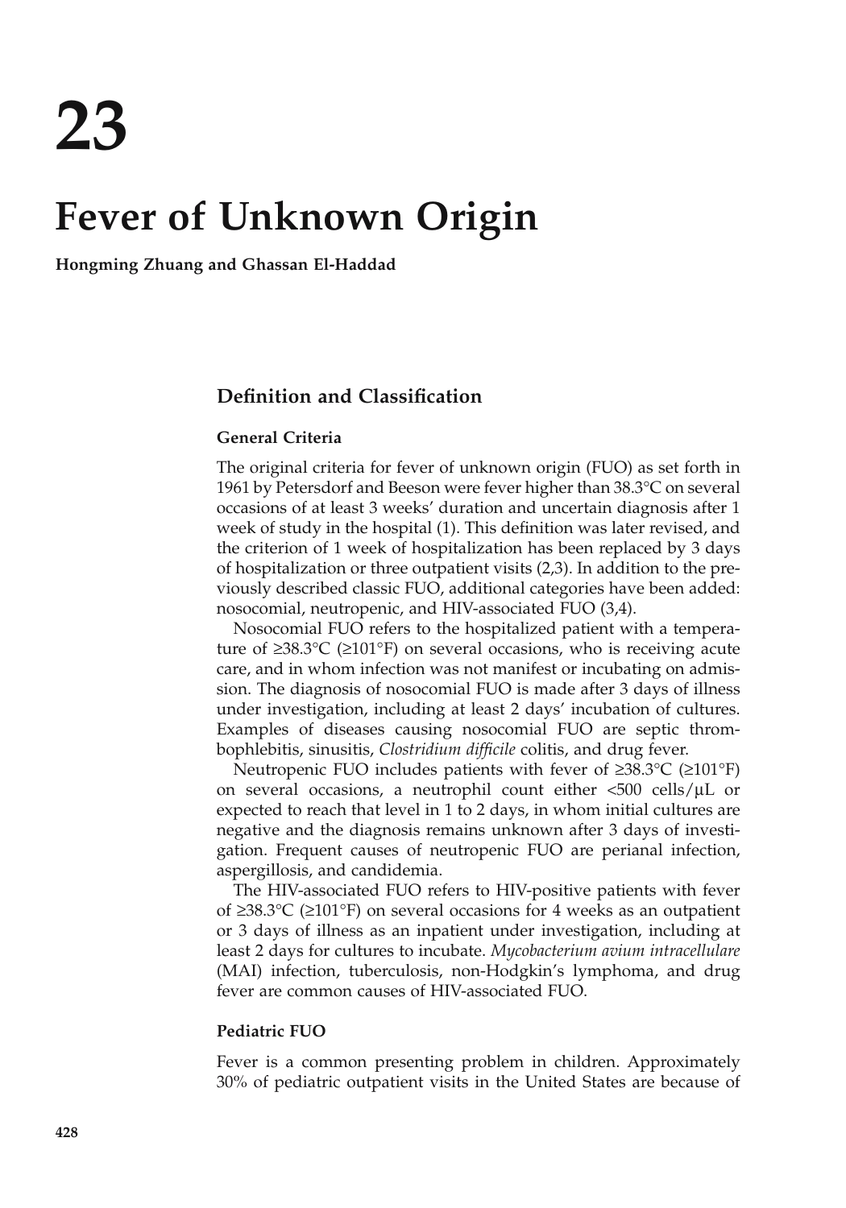# 23

# Fever of Unknown Origin

**Hongming Zhuang and Ghassan El-Haddad**

## Definition and Classification

### General Criteria

The original criteria for fever of unknown origin (FUO) as set forth in 1961 by Petersdorf and Beeson were fever higher than 38.3°C on several occasions of at least 3 weeks' duration and uncertain diagnosis after 1 week of study in the hospital (1). This definition was later revised, and the criterion of 1 week of hospitalization has been replaced by 3 days of hospitalization or three outpatient visits (2,3). In addition to the previously described classic FUO, additional categories have been added: nosocomial, neutropenic, and HIV-associated FUO (3,4).

Nosocomial FUO refers to the hospitalized patient with a temperature of ≥38.3°C (≥101°F) on several occasions, who is receiving acute care, and in whom infection was not manifest or incubating on admission. The diagnosis of nosocomial FUO is made after 3 days of illness under investigation, including at least 2 days' incubation of cultures. Examples of diseases causing nosocomial FUO are septic thrombophlebitis, sinusitis, *Clostridium difficile* colitis, and drug fever.

Neutropenic FUO includes patients with fever of ≥38.3°C (≥101°F) on several occasions, a neutrophil count either <500 cells/μL or expected to reach that level in 1 to 2 days, in whom initial cultures are negative and the diagnosis remains unknown after 3 days of investigation. Frequent causes of neutropenic FUO are perianal infection, aspergillosis, and candidemia.

The HIV-associated FUO refers to HIV-positive patients with fever of ≥38.3°C (≥101°F) on several occasions for 4 weeks as an outpatient or 3 days of illness as an inpatient under investigation, including at least 2 days for cultures to incubate. *Mycobacterium avium intracellulare* (MAI) infection, tuberculosis, non-Hodgkin's lymphoma, and drug fever are common causes of HIV-associated FUO.

### Pediatric FUO

Fever is a common presenting problem in children. Approximately 30% of pediatric outpatient visits in the United States are because of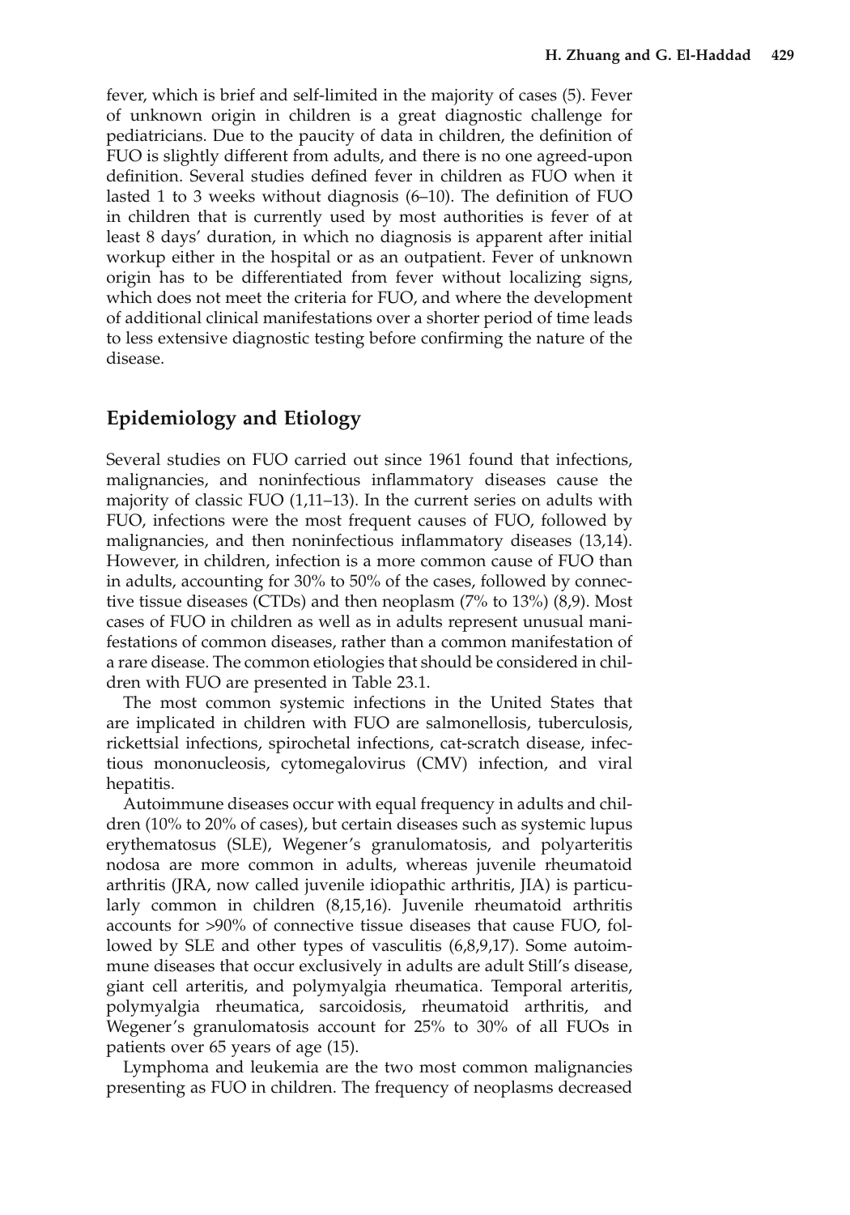fever, which is brief and self-limited in the majority of cases (5). Fever of unknown origin in children is a great diagnostic challenge for pediatricians. Due to the paucity of data in children, the definition of FUO is slightly different from adults, and there is no one agreed-upon definition. Several studies defined fever in children as FUO when it lasted 1 to 3 weeks without diagnosis (6–10). The definition of FUO in children that is currently used by most authorities is fever of at least 8 days' duration, in which no diagnosis is apparent after initial workup either in the hospital or as an outpatient. Fever of unknown origin has to be differentiated from fever without localizing signs, which does not meet the criteria for FUO, and where the development of additional clinical manifestations over a shorter period of time leads to less extensive diagnostic testing before confirming the nature of the disease.

## Epidemiology and Etiology

Several studies on FUO carried out since 1961 found that infections, malignancies, and noninfectious inflammatory diseases cause the majority of classic FUO (1,11–13). In the current series on adults with FUO, infections were the most frequent causes of FUO, followed by malignancies, and then noninfectious inflammatory diseases (13,14). However, in children, infection is a more common cause of FUO than in adults, accounting for 30% to 50% of the cases, followed by connective tissue diseases (CTDs) and then neoplasm (7% to 13%) (8,9). Most cases of FUO in children as well as in adults represent unusual manifestations of common diseases, rather than a common manifestation of a rare disease. The common etiologies that should be considered in children with FUO are presented in Table 23.1.

The most common systemic infections in the United States that are implicated in children with FUO are salmonellosis, tuberculosis, rickettsial infections, spirochetal infections, cat-scratch disease, infectious mononucleosis, cytomegalovirus (CMV) infection, and viral hepatitis.

Autoimmune diseases occur with equal frequency in adults and children (10% to 20% of cases), but certain diseases such as systemic lupus erythematosus (SLE), Wegener's granulomatosis, and polyarteritis nodosa are more common in adults, whereas juvenile rheumatoid arthritis (JRA, now called juvenile idiopathic arthritis, JIA) is particularly common in children (8,15,16). Juvenile rheumatoid arthritis accounts for >90% of connective tissue diseases that cause FUO, followed by SLE and other types of vasculitis (6,8,9,17). Some autoimmune diseases that occur exclusively in adults are adult Still's disease, giant cell arteritis, and polymyalgia rheumatica. Temporal arteritis, polymyalgia rheumatica, sarcoidosis, rheumatoid arthritis, and Wegener's granulomatosis account for 25% to 30% of all FUOs in patients over 65 years of age (15).

Lymphoma and leukemia are the two most common malignancies presenting as FUO in children. The frequency of neoplasms decreased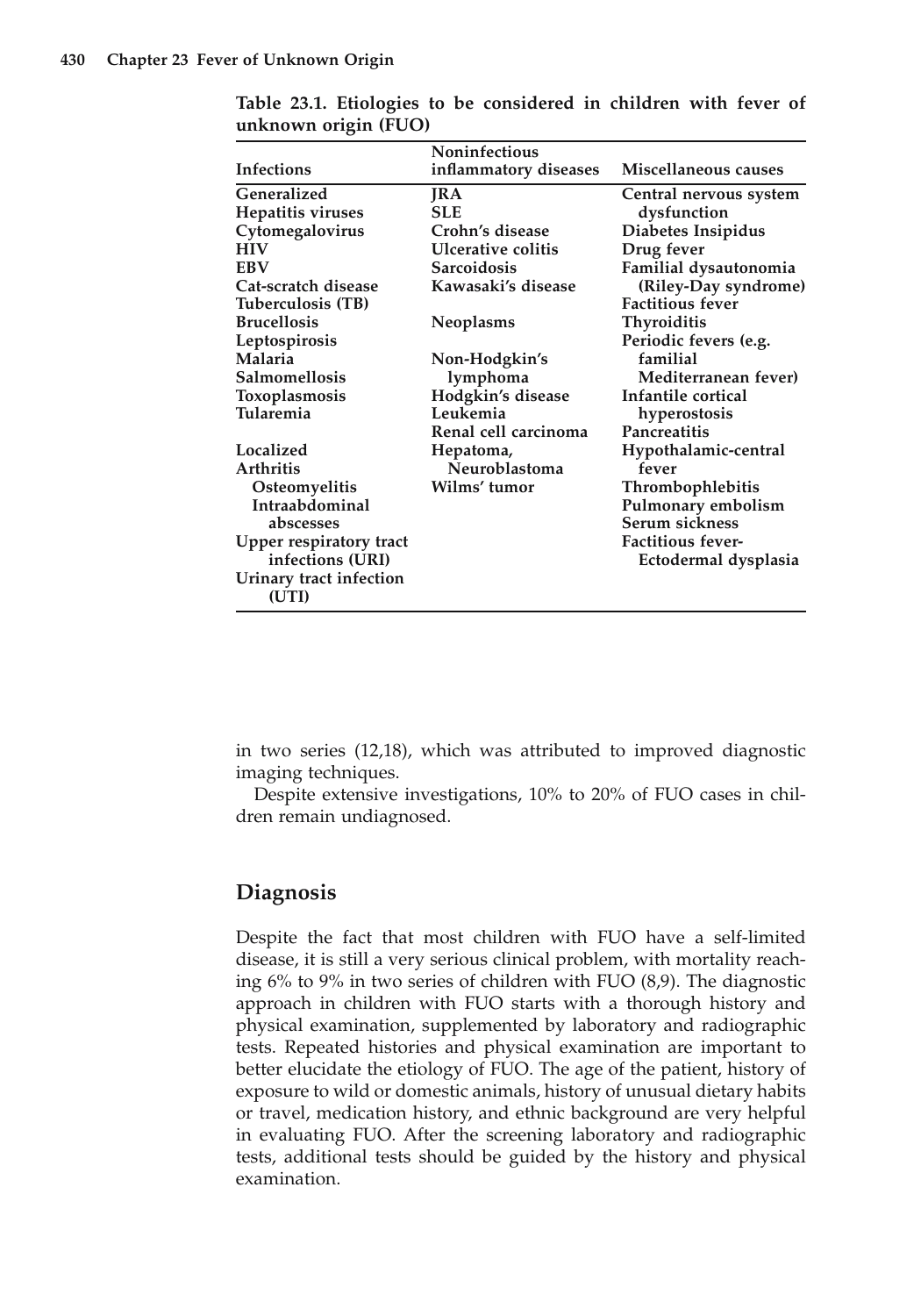**Table 23.1. Etiologies to be considered in children with fever of unknown origin (FUO)**

| Infections | Noninfectious inflammatory diseases | Miscellaneous causes |
|---|---|---|
| Generalized | JRA | Central nervous system dysfunction |
| Hepatitis viruses | SLE | Diabetes Insipidus |
| Cytomegalovirus | Crohn's disease | Drug fever |
| HIV | Ulcerative colitis | Familial dysautonomia (Riley-Day syndrome) |
| EBV | Sarcoidosis | Factitious fever |
| Cat-scratch disease | Kawasaki's disease | Thyroiditis |
| Tuberculosis (TB) | | Periodic fevers (e.g. familial Mediterranean fever) |
| Brucellosis | Neoplasms | Infantile cortical hyperostosis |
| Leptospirosis | | Pancreatitis |
| Malaria | Non-Hodgkin's lymphoma | Hypothalamic-central fever |
| Salmomellosis | Hodgkin's disease | Thrombophlebitis |
| Toxoplasmosis | Leukemia | Pulmonary embolism |
| Tularemia | Renal cell carcinoma | Serum sickness |
| | Hepatoma, Neuroblastoma | Factitious fever-Ectodermal dysplasia |
| Localized | Wilms' tumor | |
| Arthritis | | |
| Osteomyelitis | | |
| Intraabdominal abscesses | | |
| Upper respiratory tract infections (URI) | | |
| Urinary tract infection (UTI) | | |

in two series (12,18), which was attributed to improved diagnostic imaging techniques.

Despite extensive investigations, 10% to 20% of FUO cases in children remain undiagnosed.

## Diagnosis

Despite the fact that most children with FUO have a self-limited disease, it is still a very serious clinical problem, with mortality reaching 6% to 9% in two series of children with FUO (8,9). The diagnostic approach in children with FUO starts with a thorough history and physical examination, supplemented by laboratory and radiographic tests. Repeated histories and physical examination are important to better elucidate the etiology of FUO. The age of the patient, history of exposure to wild or domestic animals, history of unusual dietary habits or travel, medication history, and ethnic background are very helpful in evaluating FUO. After the screening laboratory and radiographic tests, additional tests should be guided by the history and physical examination.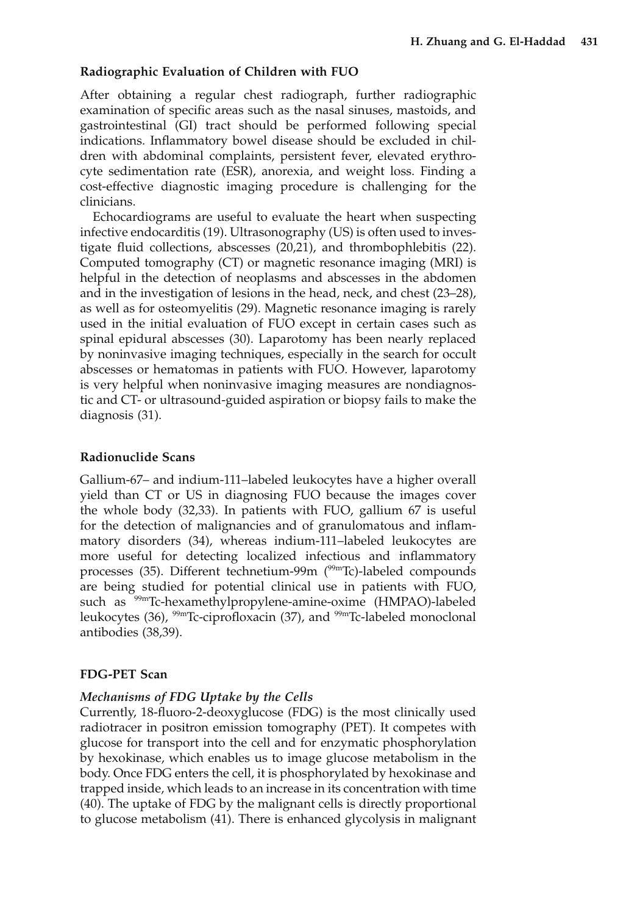## Radiographic Evaluation of Children with FUO

After obtaining a regular chest radiograph, further radiographic examination of specific areas such as the nasal sinuses, mastoids, and gastrointestinal (GI) tract should be performed following special indications. Inflammatory bowel disease should be excluded in children with abdominal complaints, persistent fever, elevated erythrocyte sedimentation rate (ESR), anorexia, and weight loss. Finding a cost-effective diagnostic imaging procedure is challenging for the clinicians.

Echocardiograms are useful to evaluate the heart when suspecting infective endocarditis (19). Ultrasonography (US) is often used to investigate fluid collections, abscesses (20,21), and thrombophlebitis (22). Computed tomography (CT) or magnetic resonance imaging (MRI) is helpful in the detection of neoplasms and abscesses in the abdomen and in the investigation of lesions in the head, neck, and chest (23–28), as well as for osteomyelitis (29). Magnetic resonance imaging is rarely used in the initial evaluation of FUO except in certain cases such as spinal epidural abscesses (30). Laparotomy has been nearly replaced by noninvasive imaging techniques, especially in the search for occult abscesses or hematomas in patients with FUO. However, laparotomy is very helpful when noninvasive imaging measures are nondiagnostic and CT- or ultrasound-guided aspiration or biopsy fails to make the diagnosis (31).

## Radionuclide Scans

Gallium-67– and indium-111–labeled leukocytes have a higher overall yield than CT or US in diagnosing FUO because the images cover the whole body (32,33). In patients with FUO, gallium 67 is useful for the detection of malignancies and of granulomatous and inflammatory disorders (34), whereas indium-111–labeled leukocytes are more useful for detecting localized infectious and inflammatory processes (35). Different technetium-99m ($^{99m}$Tc)-labeled compounds are being studied for potential clinical use in patients with FUO, such as $^{99m}$Tc-hexamethylpropylene-amine-oxime (HMPAO)-labeled leukocytes (36), $^{99m}$Tc-ciprofloxacin (37), and $^{99m}$Tc-labeled monoclonal antibodies (38,39).

## FDG-PET Scan

### *Mechanisms of FDG Uptake by the Cells*

Currently, 18-fluoro-2-deoxyglucose (FDG) is the most clinically used radiotracer in positron emission tomography (PET). It competes with glucose for transport into the cell and for enzymatic phosphorylation by hexokinase, which enables us to image glucose metabolism in the body. Once FDG enters the cell, it is phosphorylated by hexokinase and trapped inside, which leads to an increase in its concentration with time (40). The uptake of FDG by the malignant cells is directly proportional to glucose metabolism (41). There is enhanced glycolysis in malignant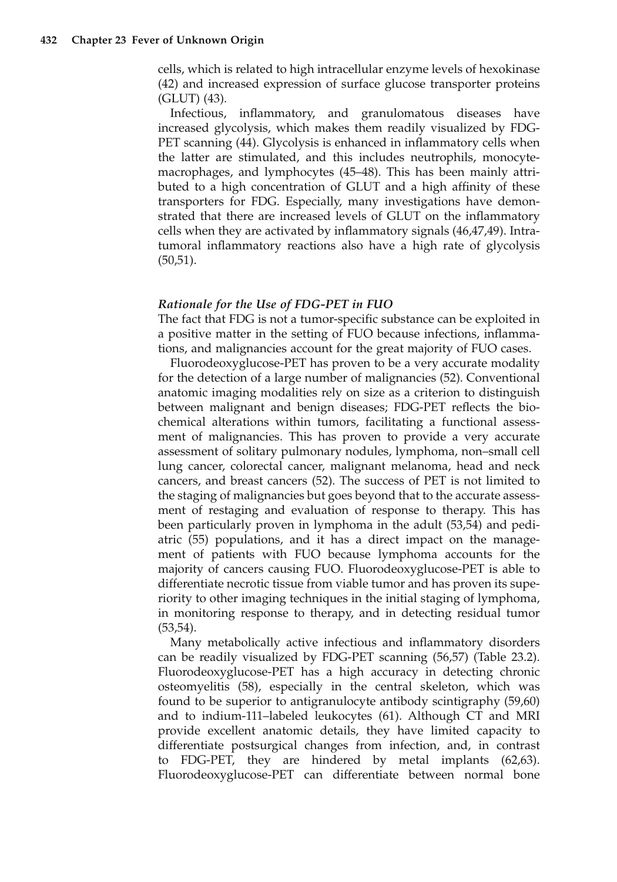cells, which is related to high intracellular enzyme levels of hexokinase (42) and increased expression of surface glucose transporter proteins (GLUT) (43).

Infectious, inflammatory, and granulomatous diseases have increased glycolysis, which makes them readily visualized by FDG-PET scanning (44). Glycolysis is enhanced in inflammatory cells when the latter are stimulated, and this includes neutrophils, monocyte-macrophages, and lymphocytes (45–48). This has been mainly attributed to a high concentration of GLUT and a high affinity of these transporters for FDG. Especially, many investigations have demonstrated that there are increased levels of GLUT on the inflammatory cells when they are activated by inflammatory signals (46,47,49). Intratumoral inflammatory reactions also have a high rate of glycolysis (50,51).

### *Rationale for the Use of FDG-PET in FUO*

The fact that FDG is not a tumor-specific substance can be exploited in a positive matter in the setting of FUO because infections, inflammations, and malignancies account for the great majority of FUO cases.

Fluorodeoxyglucose-PET has proven to be a very accurate modality for the detection of a large number of malignancies (52). Conventional anatomic imaging modalities rely on size as a criterion to distinguish between malignant and benign diseases; FDG-PET reflects the biochemical alterations within tumors, facilitating a functional assessment of malignancies. This has proven to provide a very accurate assessment of solitary pulmonary nodules, lymphoma, non–small cell lung cancer, colorectal cancer, malignant melanoma, head and neck cancers, and breast cancers (52). The success of PET is not limited to the staging of malignancies but goes beyond that to the accurate assessment of restaging and evaluation of response to therapy. This has been particularly proven in lymphoma in the adult (53,54) and pediatric (55) populations, and it has a direct impact on the management of patients with FUO because lymphoma accounts for the majority of cancers causing FUO. Fluorodeoxyglucose-PET is able to differentiate necrotic tissue from viable tumor and has proven its superiority to other imaging techniques in the initial staging of lymphoma, in monitoring response to therapy, and in detecting residual tumor (53,54).

Many metabolically active infectious and inflammatory disorders can be readily visualized by FDG-PET scanning (56,57) (Table 23.2). Fluorodeoxyglucose-PET has a high accuracy in detecting chronic osteomyelitis (58), especially in the central skeleton, which was found to be superior to antigranulocyte antibody scintigraphy (59,60) and to indium-111–labeled leukocytes (61). Although CT and MRI provide excellent anatomic details, they have limited capacity to differentiate postsurgical changes from infection, and, in contrast to FDG-PET, they are hindered by metal implants (62,63). Fluorodeoxyglucose-PET can differentiate between normal bone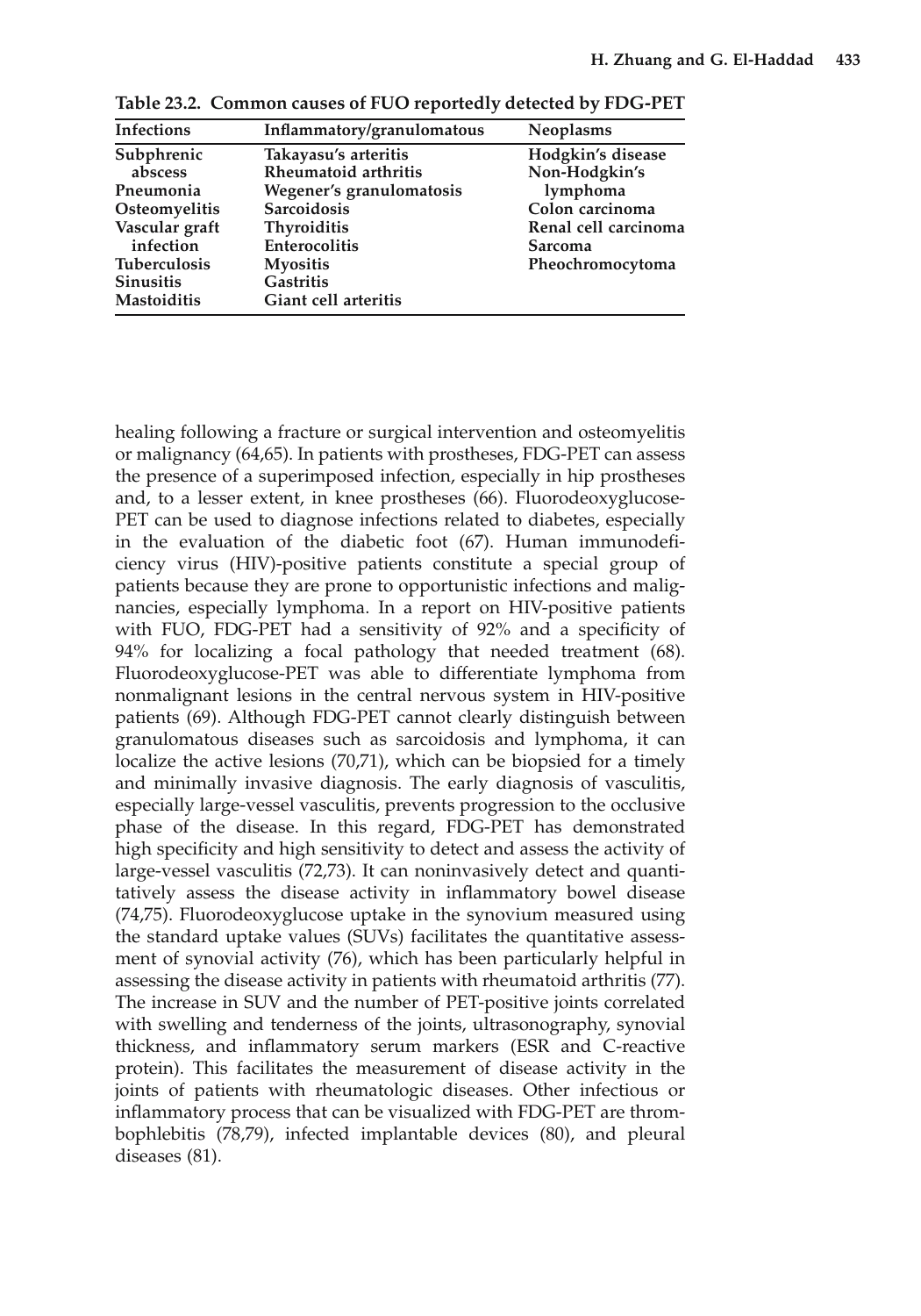**Table 23.2. Common causes of FUO reportedly detected by FDG-PET**

| Infections | Inflammatory/granulomatous | Neoplasms |
|---|---|---|
| Subphrenic abscess | Takayasu's arteritis | Hodgkin's disease |
| Pneumonia | Rheumatoid arthritis | Non-Hodgkin's lymphoma |
| Osteomyelitis | Wegener's granulomatosis | Colon carcinoma |
| Vascular graft infection | Sarcoidosis | Renal cell carcinoma |
| Tuberculosis | Thyroiditis | Sarcoma |
| Sinusitis | Enterocolitis | Pheochromocytoma |
| Mastoiditis | Myositis | |
| | Gastritis | |
| | Giant cell arteritis | |

healing following a fracture or surgical intervention and osteomyelitis or malignancy (64,65). In patients with prostheses, FDG-PET can assess the presence of a superimposed infection, especially in hip prostheses and, to a lesser extent, in knee prostheses (66). Fluorodeoxyglucose-PET can be used to diagnose infections related to diabetes, especially in the evaluation of the diabetic foot (67). Human immunodeficiency virus (HIV)-positive patients constitute a special group of patients because they are prone to opportunistic infections and malignancies, especially lymphoma. In a report on HIV-positive patients with FUO, FDG-PET had a sensitivity of 92% and a specificity of 94% for localizing a focal pathology that needed treatment (68). Fluorodeoxyglucose-PET was able to differentiate lymphoma from nonmalignant lesions in the central nervous system in HIV-positive patients (69). Although FDG-PET cannot clearly distinguish between granulomatous diseases such as sarcoidosis and lymphoma, it can localize the active lesions (70,71), which can be biopsied for a timely and minimally invasive diagnosis. The early diagnosis of vasculitis, especially large-vessel vasculitis, prevents progression to the occlusive phase of the disease. In this regard, FDG-PET has demonstrated high specificity and high sensitivity to detect and assess the activity of large-vessel vasculitis (72,73). It can noninvasively detect and quantitatively assess the disease activity in inflammatory bowel disease (74,75). Fluorodeoxyglucose uptake in the synovium measured using the standard uptake values (SUVs) facilitates the quantitative assessment of synovial activity (76), which has been particularly helpful in assessing the disease activity in patients with rheumatoid arthritis (77). The increase in SUV and the number of PET-positive joints correlated with swelling and tenderness of the joints, ultrasonography, synovial thickness, and inflammatory serum markers (ESR and C-reactive protein). This facilitates the measurement of disease activity in the joints of patients with rheumatologic diseases. Other infectious or inflammatory process that can be visualized with FDG-PET are thrombophlebitis (78,79), infected implantable devices (80), and pleural diseases (81).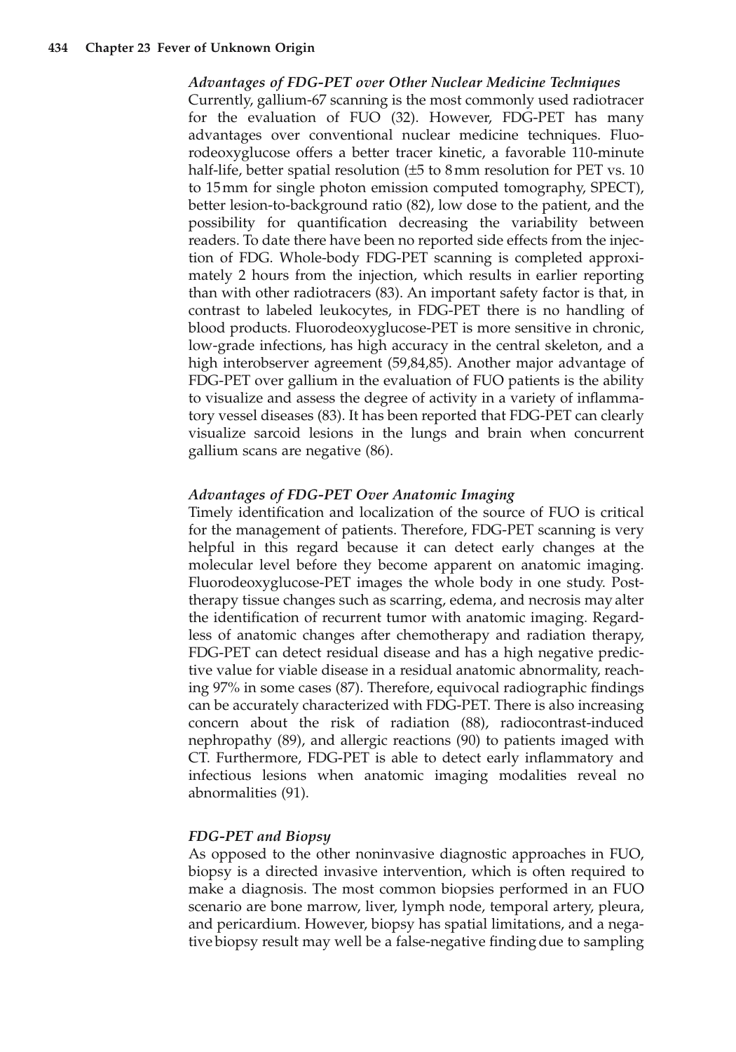### *Advantages of FDG-PET over Other Nuclear Medicine Techniques*

Currently, gallium-67 scanning is the most commonly used radiotracer for the evaluation of FUO (32). However, FDG-PET has many advantages over conventional nuclear medicine techniques. Fluorodeoxyglucose offers a better tracer kinetic, a favorable 110-minute half-life, better spatial resolution (±5 to 8 mm resolution for PET vs. 10 to 15 mm for single photon emission computed tomography, SPECT), better lesion-to-background ratio (82), low dose to the patient, and the possibility for quantification decreasing the variability between readers. To date there have been no reported side effects from the injection of FDG. Whole-body FDG-PET scanning is completed approximately 2 hours from the injection, which results in earlier reporting than with other radiotracers (83). An important safety factor is that, in contrast to labeled leukocytes, in FDG-PET there is no handling of blood products. Fluorodeoxyglucose-PET is more sensitive in chronic, low-grade infections, has high accuracy in the central skeleton, and a high interobserver agreement (59,84,85). Another major advantage of FDG-PET over gallium in the evaluation of FUO patients is the ability to visualize and assess the degree of activity in a variety of inflammatory vessel diseases (83). It has been reported that FDG-PET can clearly visualize sarcoid lesions in the lungs and brain when concurrent gallium scans are negative (86).

### *Advantages of FDG-PET Over Anatomic Imaging*

Timely identification and localization of the source of FUO is critical for the management of patients. Therefore, FDG-PET scanning is very helpful in this regard because it can detect early changes at the molecular level before they become apparent on anatomic imaging. Fluorodeoxyglucose-PET images the whole body in one study. Post-therapy tissue changes such as scarring, edema, and necrosis may alter the identification of recurrent tumor with anatomic imaging. Regardless of anatomic changes after chemotherapy and radiation therapy, FDG-PET can detect residual disease and has a high negative predictive value for viable disease in a residual anatomic abnormality, reaching 97% in some cases (87). Therefore, equivocal radiographic findings can be accurately characterized with FDG-PET. There is also increasing concern about the risk of radiation (88), radiocontrast-induced nephropathy (89), and allergic reactions (90) to patients imaged with CT. Furthermore, FDG-PET is able to detect early inflammatory and infectious lesions when anatomic imaging modalities reveal no abnormalities (91).

### *FDG-PET and Biopsy*

As opposed to the other noninvasive diagnostic approaches in FUO, biopsy is a directed invasive intervention, which is often required to make a diagnosis. The most common biopsies performed in an FUO scenario are bone marrow, liver, lymph node, temporal artery, pleura, and pericardium. However, biopsy has spatial limitations, and a negative biopsy result may well be a false-negative finding due to sampling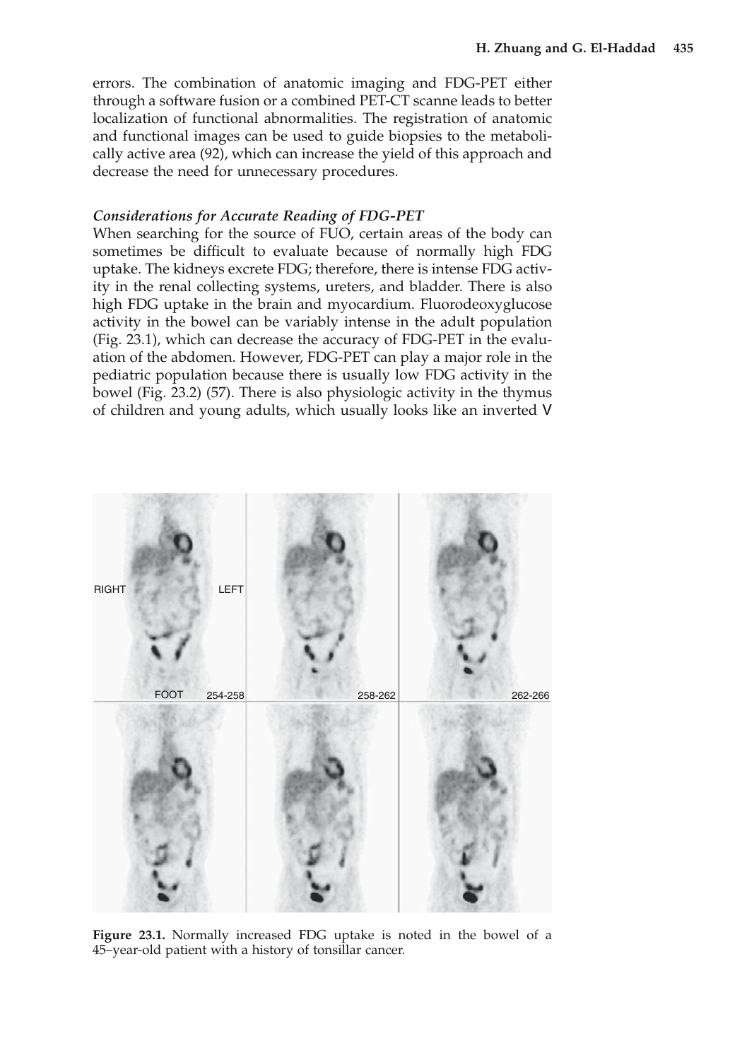errors. The combination of anatomic imaging and FDG-PET either through a software fusion or a combined PET-CT scanne leads to better localization of functional abnormalities. The registration of anatomic and functional images can be used to guide biopsies to the metabolically active area (92), which can increase the yield of this approach and decrease the need for unnecessary procedures.

### *Considerations for Accurate Reading of FDG-PET*

When searching for the source of FUO, certain areas of the body can sometimes be difficult to evaluate because of normally high FDG uptake. The kidneys excrete FDG; therefore, there is intense FDG activity in the renal collecting systems, ureters, and bladder. There is also high FDG uptake in the brain and myocardium. Fluorodeoxyglucose activity in the bowel can be variably intense in the adult population (Fig. 23.1), which can decrease the accuracy of FDG-PET in the evaluation of the abdomen. However, FDG-PET can play a major role in the pediatric population because there is usually low FDG activity in the bowel (Fig. 23.2) (57). There is also physiologic activity in the thymus of children and young adults, which usually looks like an inverted V

**Figure 23.1.** Normally increased FDG uptake is noted in the bowel of a 45–year-old patient with a history of tonsillar cancer.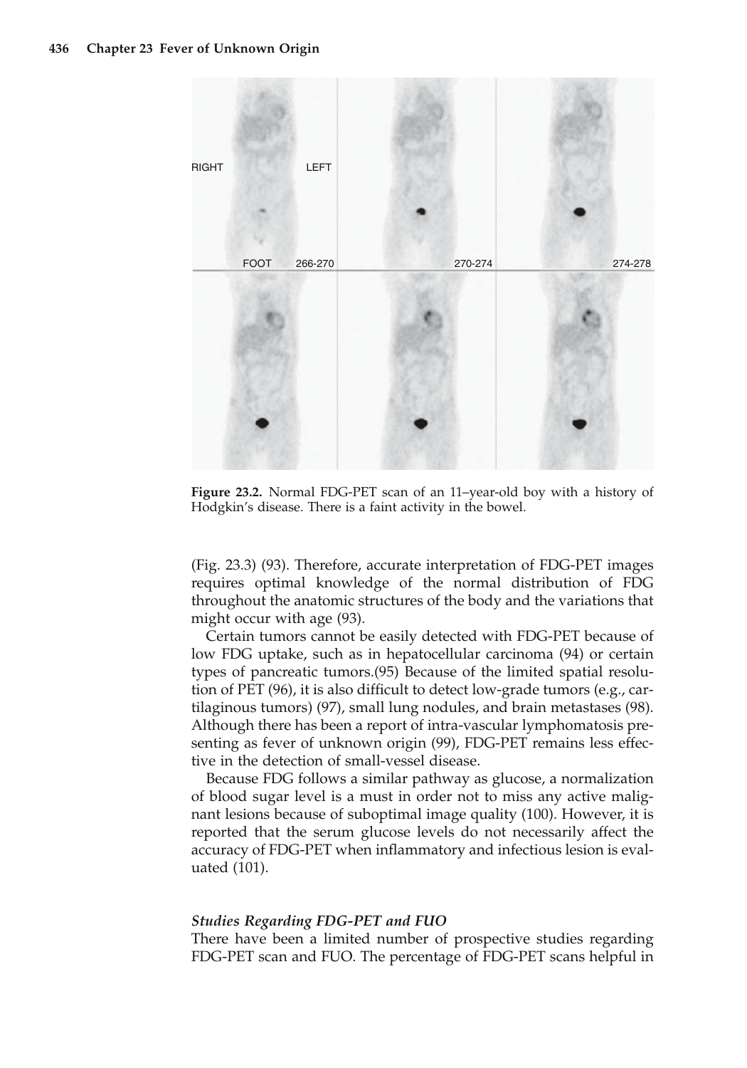**Figure 23.2.** Normal FDG-PET scan of an 11–year-old boy with a history of Hodgkin's disease. There is a faint activity in the bowel.

(Fig. 23.3) (93). Therefore, accurate interpretation of FDG-PET images requires optimal knowledge of the normal distribution of FDG throughout the anatomic structures of the body and the variations that might occur with age (93).

Certain tumors cannot be easily detected with FDG-PET because of low FDG uptake, such as in hepatocellular carcinoma (94) or certain types of pancreatic tumors.(95) Because of the limited spatial resolution of PET (96), it is also difficult to detect low-grade tumors (e.g., cartilaginous tumors) (97), small lung nodules, and brain metastases (98). Although there has been a report of intra-vascular lymphomatosis presenting as fever of unknown origin (99), FDG-PET remains less effective in the detection of small-vessel disease.

Because FDG follows a similar pathway as glucose, a normalization of blood sugar level is a must in order not to miss any active malignant lesions because of suboptimal image quality (100). However, it is reported that the serum glucose levels do not necessarily affect the accuracy of FDG-PET when inflammatory and infectious lesion is evaluated (101).

### *Studies Regarding FDG-PET and FUO*

There have been a limited number of prospective studies regarding FDG-PET scan and FUO. The percentage of FDG-PET scans helpful in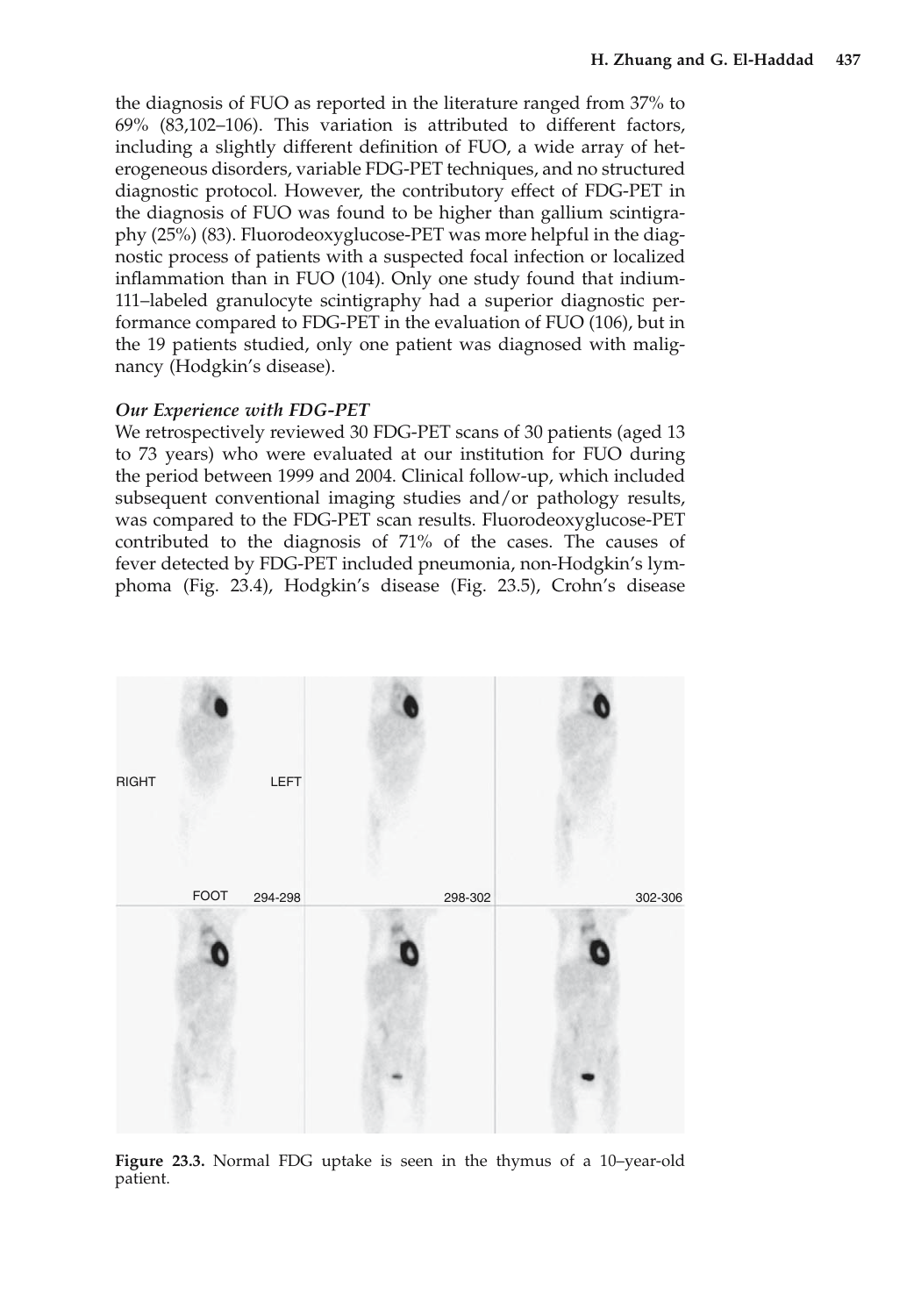the diagnosis of FUO as reported in the literature ranged from 37% to 69% (83,102–106). This variation is attributed to different factors, including a slightly different definition of FUO, a wide array of heterogeneous disorders, variable FDG-PET techniques, and no structured diagnostic protocol. However, the contributory effect of FDG-PET in the diagnosis of FUO was found to be higher than gallium scintigraphy (25%) (83). Fluorodeoxyglucose-PET was more helpful in the diagnostic process of patients with a suspected focal infection or localized inflammation than in FUO (104). Only one study found that indium-111–labeled granulocyte scintigraphy had a superior diagnostic performance compared to FDG-PET in the evaluation of FUO (106), but in the 19 patients studied, only one patient was diagnosed with malignancy (Hodgkin's disease).

### *Our Experience with FDG-PET*

We retrospectively reviewed 30 FDG-PET scans of 30 patients (aged 13 to 73 years) who were evaluated at our institution for FUO during the period between 1999 and 2004. Clinical follow-up, which included subsequent conventional imaging studies and/or pathology results, was compared to the FDG-PET scan results. Fluorodeoxyglucose-PET contributed to the diagnosis of 71% of the cases. The causes of fever detected by FDG-PET included pneumonia, non-Hodgkin's lymphoma (Fig. 23.4), Hodgkin's disease (Fig. 23.5), Crohn's disease

**Figure 23.3.** Normal FDG uptake is seen in the thymus of a 10–year-old patient.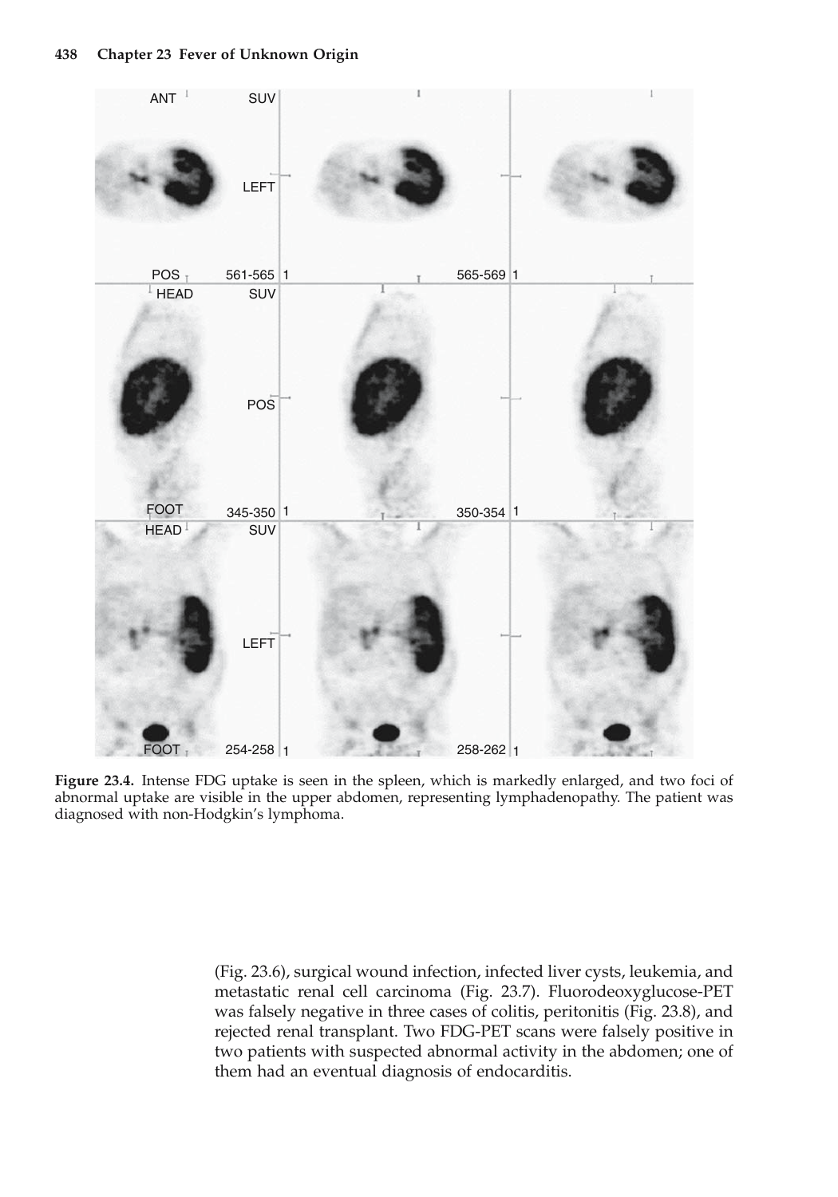**Figure 23.4.** Intense FDG uptake is seen in the spleen, which is markedly enlarged, and two foci of abnormal uptake are visible in the upper abdomen, representing lymphadenopathy. The patient was diagnosed with non-Hodgkin's lymphoma.

(Fig. 23.6), surgical wound infection, infected liver cysts, leukemia, and metastatic renal cell carcinoma (Fig. 23.7). Fluorodeoxyglucose-PET was falsely negative in three cases of colitis, peritonitis (Fig. 23.8), and rejected renal transplant. Two FDG-PET scans were falsely positive in two patients with suspected abnormal activity in the abdomen; one of them had an eventual diagnosis of endocarditis.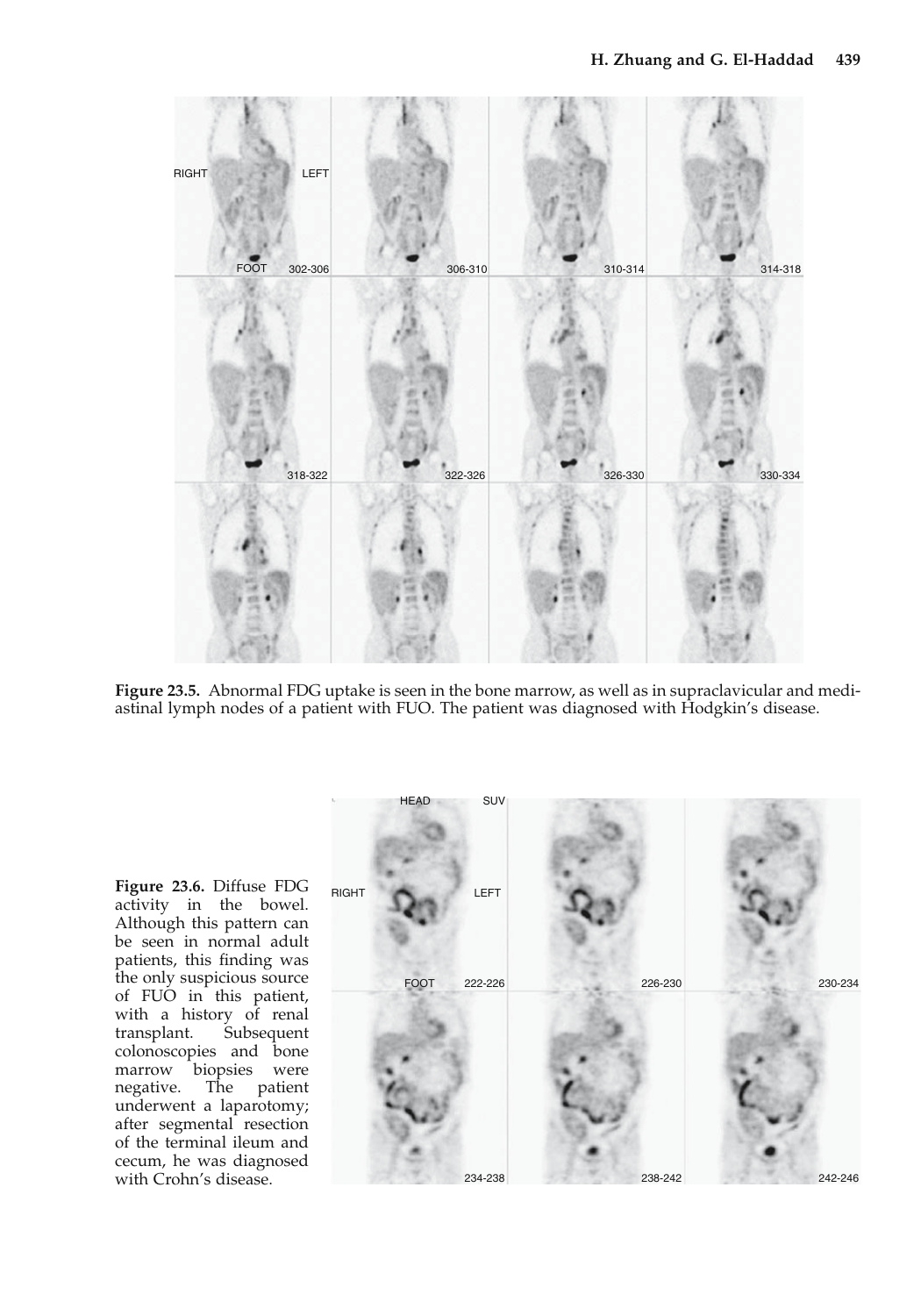**Figure 23.5.** Abnormal FDG uptake is seen in the bone marrow, as well as in supraclavicular and mediastinal lymph nodes of a patient with FUO. The patient was diagnosed with Hodgkin's disease.

**Figure 23.6.** Diffuse FDG activity in the bowel. Although this pattern can be seen in normal adult patients, this finding was the only suspicious source of FUO in this patient, with a history of renal transplant. Subsequent colonoscopies and bone marrow biopsies were negative. The patient underwent a laparotomy; after segmental resection of the terminal ileum and cecum, he was diagnosed with Crohn's disease.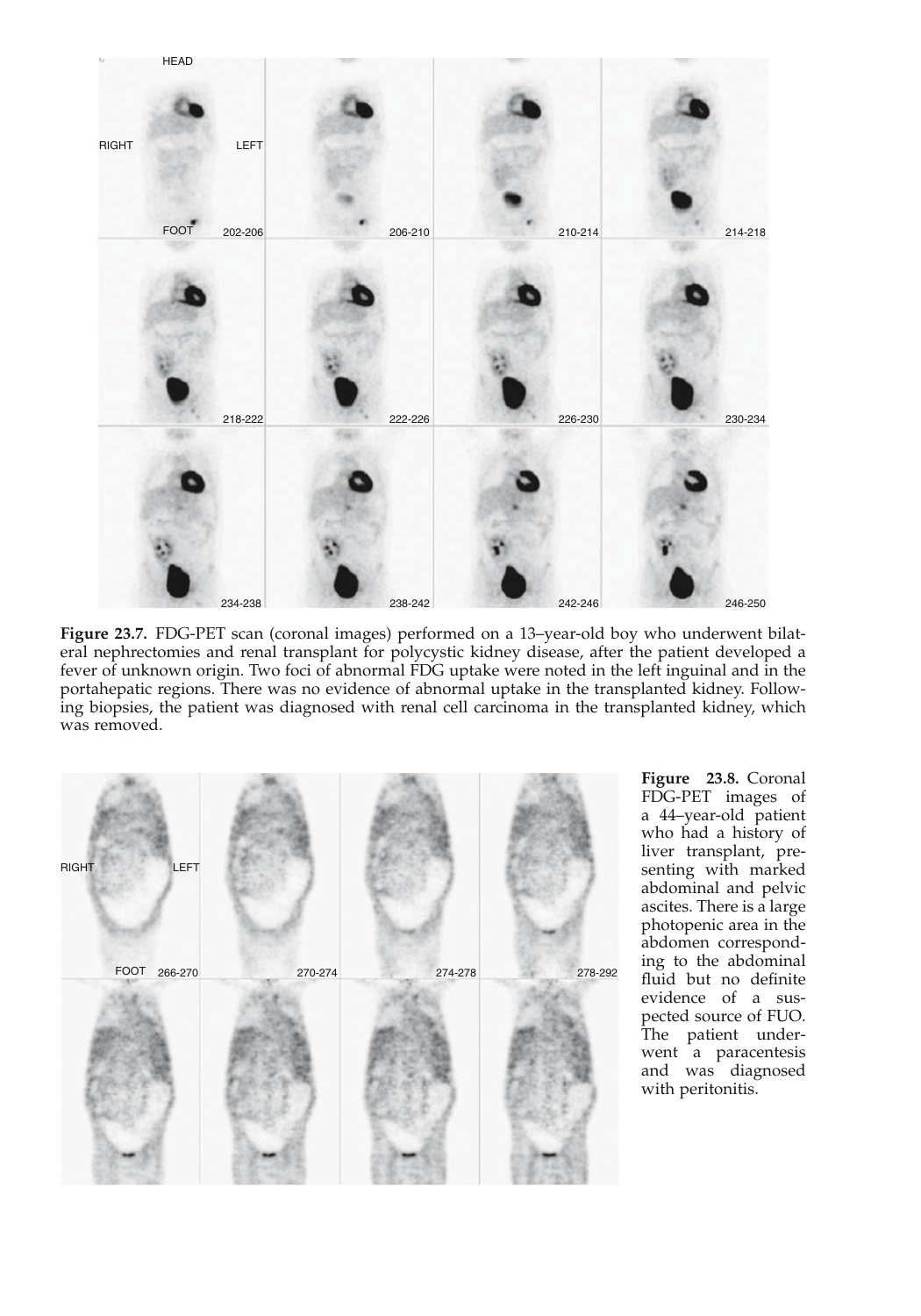**Figure 23.7.** FDG-PET scan (coronal images) performed on a 13–year-old boy who underwent bilateral nephrectomies and renal transplant for polycystic kidney disease, after the patient developed a fever of unknown origin. Two foci of abnormal FDG uptake were noted in the left inguinal and in the portahepatic regions. There was no evidence of abnormal uptake in the transplanted kidney. Following biopsies, the patient was diagnosed with renal cell carcinoma in the transplanted kidney, which was removed.

**Figure 23.8.** Coronal FDG-PET images of a 44–year-old patient who had a history of liver transplant, presenting with marked abdominal and pelvic ascites. There is a large photopenic area in the abdomen corresponding to the abdominal fluid but no definite evidence of a suspected source of FUO. The patient underwent a paracentesis and was diagnosed with peritonitis.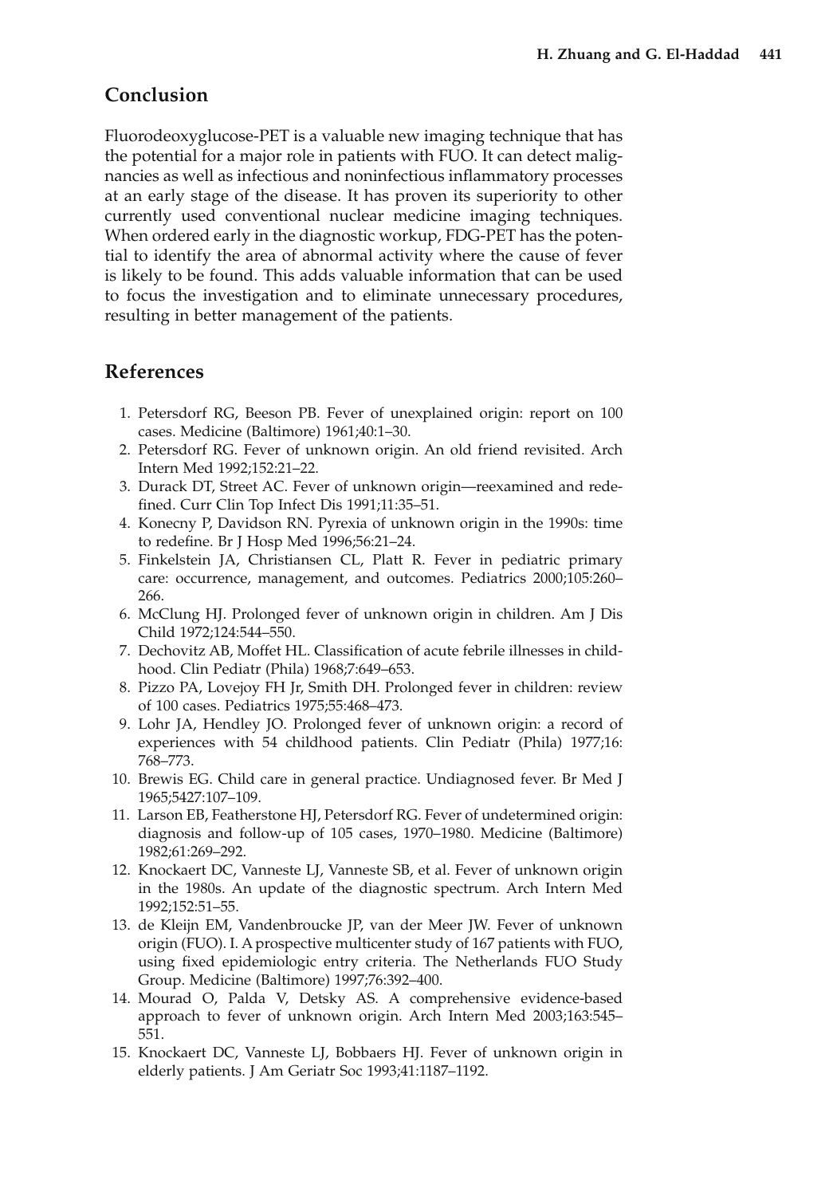## Conclusion

Fluorodeoxyglucose-PET is a valuable new imaging technique that has the potential for a major role in patients with FUO. It can detect malignancies as well as infectious and noninfectious inflammatory processes at an early stage of the disease. It has proven its superiority to other currently used conventional nuclear medicine imaging techniques. When ordered early in the diagnostic workup, FDG-PET has the potential to identify the area of abnormal activity where the cause of fever is likely to be found. This adds valuable information that can be used to focus the investigation and to eliminate unnecessary procedures, resulting in better management of the patients.

## References

1. Petersdorf RG, Beeson PB. Fever of unexplained origin: report on 100 cases. Medicine (Baltimore) 1961;40:1–30.
2. Petersdorf RG. Fever of unknown origin. An old friend revisited. Arch Intern Med 1992;152:21–22.
3. Durack DT, Street AC. Fever of unknown origin—reexamined and redefined. Curr Clin Top Infect Dis 1991;11:35–51.
4. Konecny P, Davidson RN. Pyrexia of unknown origin in the 1990s: time to redefine. Br J Hosp Med 1996;56:21–24.
5. Finkelstein JA, Christiansen CL, Platt R. Fever in pediatric primary care: occurrence, management, and outcomes. Pediatrics 2000;105:260–266.
6. McClung HJ. Prolonged fever of unknown origin in children. Am J Dis Child 1972;124:544–550.
7. Dechovitz AB, Moffet HL. Classification of acute febrile illnesses in childhood. Clin Pediatr (Phila) 1968;7:649–653.
8. Pizzo PA, Lovejoy FH Jr, Smith DH. Prolonged fever in children: review of 100 cases. Pediatrics 1975;55:468–473.
9. Lohr JA, Hendley JO. Prolonged fever of unknown origin: a record of experiences with 54 childhood patients. Clin Pediatr (Phila) 1977;16:768–773.
10. Brewis EG. Child care in general practice. Undiagnosed fever. Br Med J 1965;5427:107–109.
11. Larson EB, Featherstone HJ, Petersdorf RG. Fever of undetermined origin: diagnosis and follow-up of 105 cases, 1970–1980. Medicine (Baltimore) 1982;61:269–292.
12. Knockaert DC, Vanneste LJ, Vanneste SB, et al. Fever of unknown origin in the 1980s. An update of the diagnostic spectrum. Arch Intern Med 1992;152:51–55.
13. de Kleijn EM, Vandenbroucke JP, van der Meer JW. Fever of unknown origin (FUO). I. A prospective multicenter study of 167 patients with FUO, using fixed epidemiologic entry criteria. The Netherlands FUO Study Group. Medicine (Baltimore) 1997;76:392–400.
14. Mourad O, Palda V, Detsky AS. A comprehensive evidence-based approach to fever of unknown origin. Arch Intern Med 2003;163:545–551.
15. Knockaert DC, Vanneste LJ, Bobbaers HJ. Fever of unknown origin in elderly patients. J Am Geriatr Soc 1993;41:1187–1192.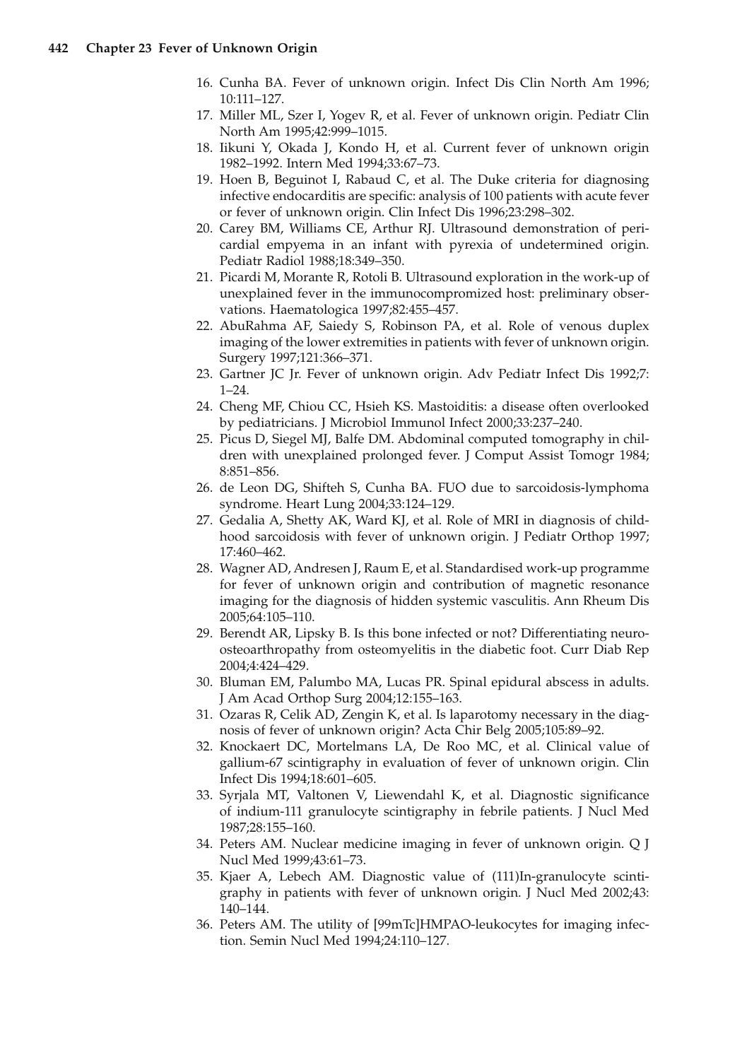16. Cunha BA. Fever of unknown origin. Infect Dis Clin North Am 1996; 10:111–127.
17. Miller ML, Szer I, Yogev R, et al. Fever of unknown origin. Pediatr Clin North Am 1995;42:999–1015.
18. Iikuni Y, Okada J, Kondo H, et al. Current fever of unknown origin 1982–1992. Intern Med 1994;33:67–73.
19. Hoen B, Beguinot I, Rabaud C, et al. The Duke criteria for diagnosing infective endocarditis are specific: analysis of 100 patients with acute fever or fever of unknown origin. Clin Infect Dis 1996;23:298–302.
20. Carey BM, Williams CE, Arthur RJ. Ultrasound demonstration of pericardial empyema in an infant with pyrexia of undetermined origin. Pediatr Radiol 1988;18:349–350.
21. Picardi M, Morante R, Rotoli B. Ultrasound exploration in the work-up of unexplained fever in the immunocompromized host: preliminary observations. Haematologica 1997;82:455–457.
22. AbuRahma AF, Saiedy S, Robinson PA, et al. Role of venous duplex imaging of the lower extremities in patients with fever of unknown origin. Surgery 1997;121:366–371.
23. Gartner JC Jr. Fever of unknown origin. Adv Pediatr Infect Dis 1992;7: 1–24.
24. Cheng MF, Chiou CC, Hsieh KS. Mastoiditis: a disease often overlooked by pediatricians. J Microbiol Immunol Infect 2000;33:237–240.
25. Picus D, Siegel MJ, Balfe DM. Abdominal computed tomography in children with unexplained prolonged fever. J Comput Assist Tomogr 1984; 8:851–856.
26. de Leon DG, Shifteh S, Cunha BA. FUO due to sarcoidosis-lymphoma syndrome. Heart Lung 2004;33:124–129.
27. Gedalia A, Shetty AK, Ward KJ, et al. Role of MRI in diagnosis of childhood sarcoidosis with fever of unknown origin. J Pediatr Orthop 1997; 17:460–462.
28. Wagner AD, Andresen J, Raum E, et al. Standardised work-up programme for fever of unknown origin and contribution of magnetic resonance imaging for the diagnosis of hidden systemic vasculitis. Ann Rheum Dis 2005;64:105–110.
29. Berendt AR, Lipsky B. Is this bone infected or not? Differentiating neuro-osteoarthropathy from osteomyelitis in the diabetic foot. Curr Diab Rep 2004;4:424–429.
30. Bluman EM, Palumbo MA, Lucas PR. Spinal epidural abscess in adults. J Am Acad Orthop Surg 2004;12:155–163.
31. Ozaras R, Celik AD, Zengin K, et al. Is laparotomy necessary in the diagnosis of fever of unknown origin? Acta Chir Belg 2005;105:89–92.
32. Knockaert DC, Mortelmans LA, De Roo MC, et al. Clinical value of gallium-67 scintigraphy in evaluation of fever of unknown origin. Clin Infect Dis 1994;18:601–605.
33. Syrjala MT, Valtonen V, Liewendahl K, et al. Diagnostic significance of indium-111 granulocyte scintigraphy in febrile patients. J Nucl Med 1987;28:155–160.
34. Peters AM. Nuclear medicine imaging in fever of unknown origin. Q J Nucl Med 1999;43:61–73.
35. Kjaer A, Lebech AM. Diagnostic value of (111)In-granulocyte scintigraphy in patients with fever of unknown origin. J Nucl Med 2002;43: 140–144.
36. Peters AM. The utility of [99mTc]HMPAO-leukocytes for imaging infection. Semin Nucl Med 1994;24:110–127.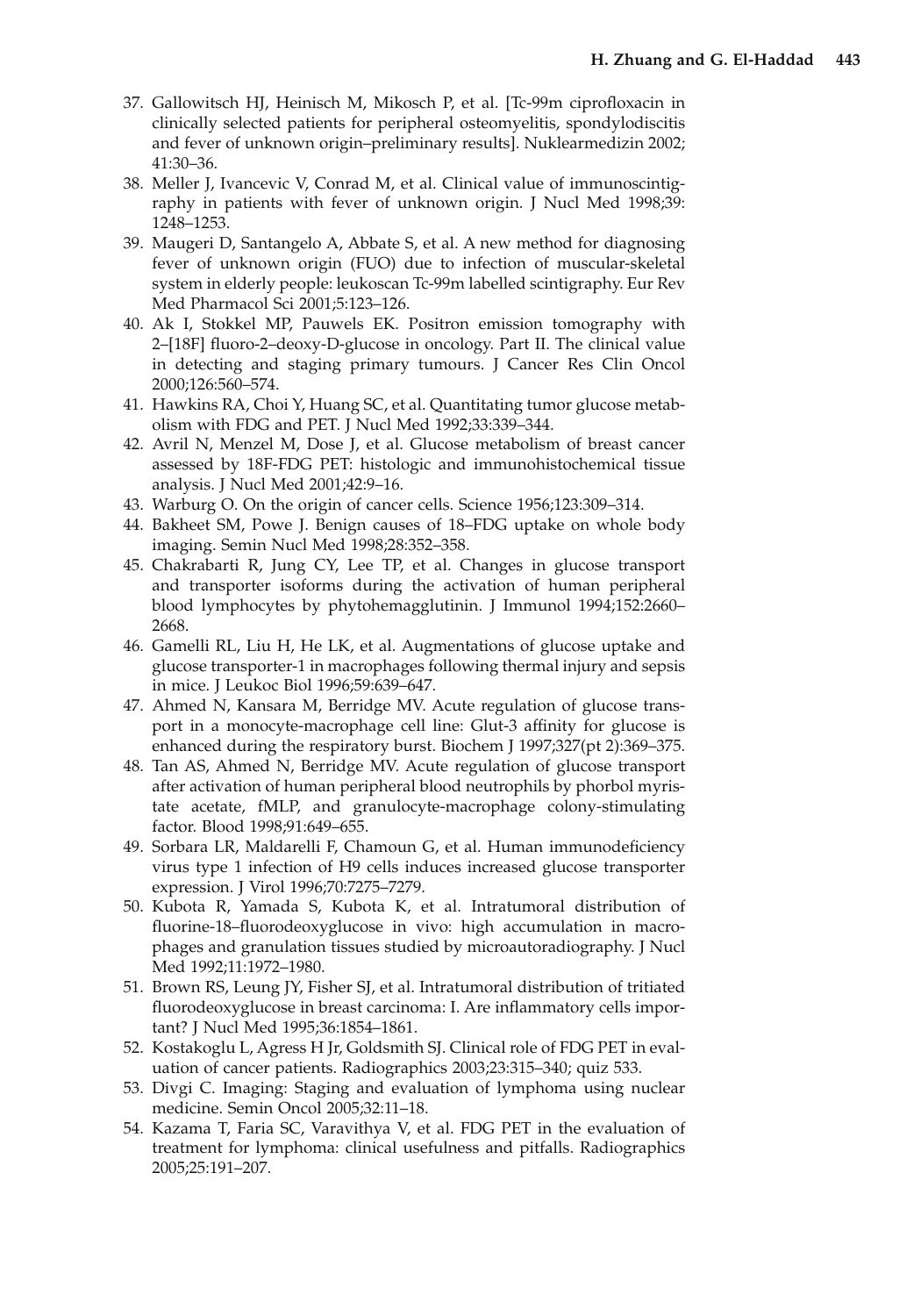37. Gallowitsch HJ, Heinisch M, Mikosch P, et al. [Tc-99m ciprofloxacin in clinically selected patients for peripheral osteomyelitis, spondylodiscitis and fever of unknown origin–preliminary results]. Nuklearmedizin 2002; 41:30–36.
38. Meller J, Ivancevic V, Conrad M, et al. Clinical value of immunoscintigraphy in patients with fever of unknown origin. J Nucl Med 1998;39: 1248–1253.
39. Maugeri D, Santangelo A, Abbate S, et al. A new method for diagnosing fever of unknown origin (FUO) due to infection of muscular-skeletal system in elderly people: leukoscan Tc-99m labelled scintigraphy. Eur Rev Med Pharmacol Sci 2001;5:123–126.
40. Ak I, Stokkel MP, Pauwels EK. Positron emission tomography with 2–[18F] fluoro-2–deoxy-D-glucose in oncology. Part II. The clinical value in detecting and staging primary tumours. J Cancer Res Clin Oncol 2000;126:560–574.
41. Hawkins RA, Choi Y, Huang SC, et al. Quantitating tumor glucose metabolism with FDG and PET. J Nucl Med 1992;33:339–344.
42. Avril N, Menzel M, Dose J, et al. Glucose metabolism of breast cancer assessed by 18F-FDG PET: histologic and immunohistochemical tissue analysis. J Nucl Med 2001;42:9–16.
43. Warburg O. On the origin of cancer cells. Science 1956;123:309–314.
44. Bakheet SM, Powe J. Benign causes of 18–FDG uptake on whole body imaging. Semin Nucl Med 1998;28:352–358.
45. Chakrabarti R, Jung CY, Lee TP, et al. Changes in glucose transport and transporter isoforms during the activation of human peripheral blood lymphocytes by phytohemagglutinin. J Immunol 1994;152:2660–2668.
46. Gamelli RL, Liu H, He LK, et al. Augmentations of glucose uptake and glucose transporter-1 in macrophages following thermal injury and sepsis in mice. J Leukoc Biol 1996;59:639–647.
47. Ahmed N, Kansara M, Berridge MV. Acute regulation of glucose transport in a monocyte-macrophage cell line: Glut-3 affinity for glucose is enhanced during the respiratory burst. Biochem J 1997;327(pt 2):369–375.
48. Tan AS, Ahmed N, Berridge MV. Acute regulation of glucose transport after activation of human peripheral blood neutrophils by phorbol myristate acetate, fMLP, and granulocyte-macrophage colony-stimulating factor. Blood 1998;91:649–655.
49. Sorbara LR, Maldarelli F, Chamoun G, et al. Human immunodeficiency virus type 1 infection of H9 cells induces increased glucose transporter expression. J Virol 1996;70:7275–7279.
50. Kubota R, Yamada S, Kubota K, et al. Intratumoral distribution of fluorine-18–fluorodeoxyglucose in vivo: high accumulation in macrophages and granulation tissues studied by microautoradiography. J Nucl Med 1992;11:1972–1980.
51. Brown RS, Leung JY, Fisher SJ, et al. Intratumoral distribution of tritiated fluorodeoxyglucose in breast carcinoma: I. Are inflammatory cells important? J Nucl Med 1995;36:1854–1861.
52. Kostakoglu L, Agress H Jr, Goldsmith SJ. Clinical role of FDG PET in evaluation of cancer patients. Radiographics 2003;23:315–340; quiz 533.
53. Divgi C. Imaging: Staging and evaluation of lymphoma using nuclear medicine. Semin Oncol 2005;32:11–18.
54. Kazama T, Faria SC, Varavithya V, et al. FDG PET in the evaluation of treatment for lymphoma: clinical usefulness and pitfalls. Radiographics 2005;25:191–207.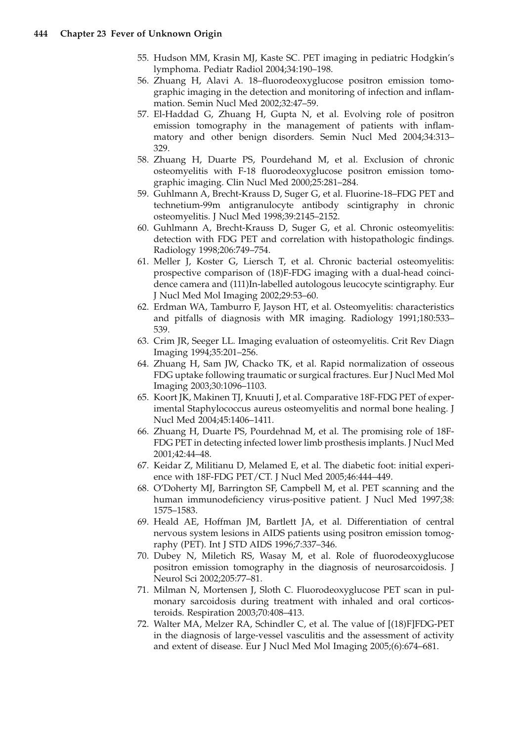55. Hudson MM, Krasin MJ, Kaste SC. PET imaging in pediatric Hodgkin's lymphoma. Pediatr Radiol 2004;34:190–198.
56. Zhuang H, Alavi A. 18–fluorodeoxyglucose positron emission tomographic imaging in the detection and monitoring of infection and inflammation. Semin Nucl Med 2002;32:47–59.
57. El-Haddad G, Zhuang H, Gupta N, et al. Evolving role of positron emission tomography in the management of patients with inflammatory and other benign disorders. Semin Nucl Med 2004;34:313–329.
58. Zhuang H, Duarte PS, Pourdehand M, et al. Exclusion of chronic osteomyelitis with F-18 fluorodeoxyglucose positron emission tomographic imaging. Clin Nucl Med 2000;25:281–284.
59. Guhlmann A, Brecht-Krauss D, Suger G, et al. Fluorine-18–FDG PET and technetium-99m antigranulocyte antibody scintigraphy in chronic osteomyelitis. J Nucl Med 1998;39:2145–2152.
60. Guhlmann A, Brecht-Krauss D, Suger G, et al. Chronic osteomyelitis: detection with FDG PET and correlation with histopathologic findings. Radiology 1998;206:749–754.
61. Meller J, Koster G, Liersch T, et al. Chronic bacterial osteomyelitis: prospective comparison of (18)F-FDG imaging with a dual-head coincidence camera and (111)In-labelled autologous leucocyte scintigraphy. Eur J Nucl Med Mol Imaging 2002;29:53–60.
62. Erdman WA, Tamburro F, Jayson HT, et al. Osteomyelitis: characteristics and pitfalls of diagnosis with MR imaging. Radiology 1991;180:533–539.
63. Crim JR, Seeger LL. Imaging evaluation of osteomyelitis. Crit Rev Diagn Imaging 1994;35:201–256.
64. Zhuang H, Sam JW, Chacko TK, et al. Rapid normalization of osseous FDG uptake following traumatic or surgical fractures. Eur J Nucl Med Mol Imaging 2003;30:1096–1103.
65. Koort JK, Makinen TJ, Knuuti J, et al. Comparative 18F-FDG PET of experimental Staphylococcus aureus osteomyelitis and normal bone healing. J Nucl Med 2004;45:1406–1411.
66. Zhuang H, Duarte PS, Pourdehnad M, et al. The promising role of 18F-FDG PET in detecting infected lower limb prosthesis implants. J Nucl Med 2001;42:44–48.
67. Keidar Z, Militianu D, Melamed E, et al. The diabetic foot: initial experience with 18F-FDG PET/CT. J Nucl Med 2005;46:444–449.
68. O'Doherty MJ, Barrington SF, Campbell M, et al. PET scanning and the human immunodeficiency virus-positive patient. J Nucl Med 1997;38: 1575–1583.
69. Heald AE, Hoffman JM, Bartlett JA, et al. Differentiation of central nervous system lesions in AIDS patients using positron emission tomography (PET). Int J STD AIDS 1996;7:337–346.
70. Dubey N, Miletich RS, Wasay M, et al. Role of fluorodeoxyglucose positron emission tomography in the diagnosis of neurosarcoidosis. J Neurol Sci 2002;205:77–81.
71. Milman N, Mortensen J, Sloth C. Fluorodeoxyglucose PET scan in pulmonary sarcoidosis during treatment with inhaled and oral corticosteroids. Respiration 2003;70:408–413.
72. Walter MA, Melzer RA, Schindler C, et al. The value of [(18)F]FDG-PET in the diagnosis of large-vessel vasculitis and the assessment of activity and extent of disease. Eur J Nucl Med Mol Imaging 2005;(6):674–681.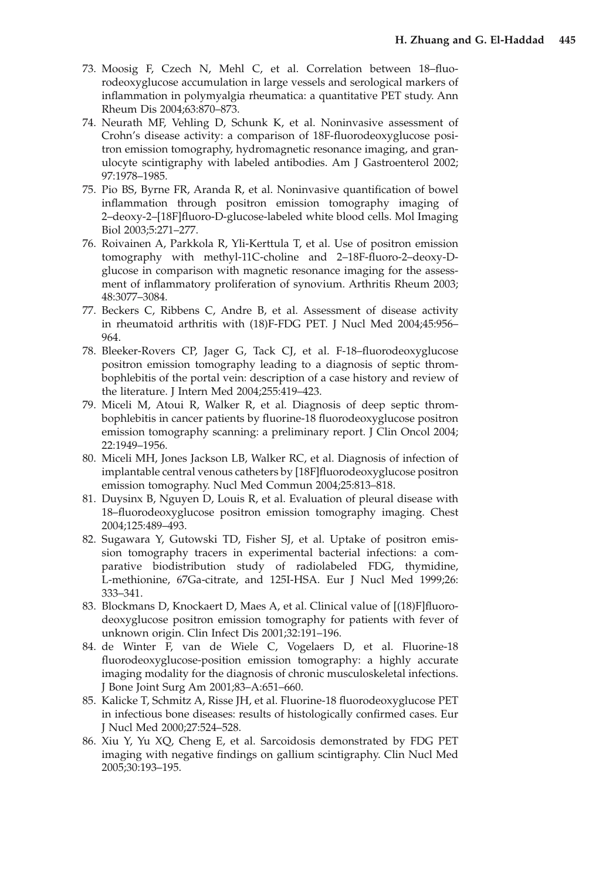73. Moosig F, Czech N, Mehl C, et al. Correlation between 18–fluorodeoxyglucose accumulation in large vessels and serological markers of inflammation in polymyalgia rheumatica: a quantitative PET study. Ann Rheum Dis 2004;63:870–873.
74. Neurath MF, Vehling D, Schunk K, et al. Noninvasive assessment of Crohn's disease activity: a comparison of 18F-fluorodeoxyglucose positron emission tomography, hydromagnetic resonance imaging, and granulocyte scintigraphy with labeled antibodies. Am J Gastroenterol 2002; 97:1978–1985.
75. Pio BS, Byrne FR, Aranda R, et al. Noninvasive quantification of bowel inflammation through positron emission tomography imaging of 2–deoxy-2–[18F]fluoro-D-glucose-labeled white blood cells. Mol Imaging Biol 2003;5:271–277.
76. Roivainen A, Parkkola R, Yli-Kerttula T, et al. Use of positron emission tomography with methyl-11C-choline and 2–18F-fluoro-2–deoxy-D-glucose in comparison with magnetic resonance imaging for the assessment of inflammatory proliferation of synovium. Arthritis Rheum 2003; 48:3077–3084.
77. Beckers C, Ribbens C, Andre B, et al. Assessment of disease activity in rheumatoid arthritis with (18)F-FDG PET. J Nucl Med 2004;45:956–964.
78. Bleeker-Rovers CP, Jager G, Tack CJ, et al. F-18–fluorodeoxyglucose positron emission tomography leading to a diagnosis of septic thrombophlebitis of the portal vein: description of a case history and review of the literature. J Intern Med 2004;255:419–423.
79. Miceli M, Atoui R, Walker R, et al. Diagnosis of deep septic thrombophlebitis in cancer patients by fluorine-18 fluorodeoxyglucose positron emission tomography scanning: a preliminary report. J Clin Oncol 2004; 22:1949–1956.
80. Miceli MH, Jones Jackson LB, Walker RC, et al. Diagnosis of infection of implantable central venous catheters by [18F]fluorodeoxyglucose positron emission tomography. Nucl Med Commun 2004;25:813–818.
81. Duysinx B, Nguyen D, Louis R, et al. Evaluation of pleural disease with 18–fluorodeoxyglucose positron emission tomography imaging. Chest 2004;125:489–493.
82. Sugawara Y, Gutowski TD, Fisher SJ, et al. Uptake of positron emission tomography tracers in experimental bacterial infections: a comparative biodistribution study of radiolabeled FDG, thymidine, L-methionine, 67Ga-citrate, and 125I-HSA. Eur J Nucl Med 1999;26: 333–341.
83. Blockmans D, Knockaert D, Maes A, et al. Clinical value of [(18)F]fluorodeoxyglucose positron emission tomography for patients with fever of unknown origin. Clin Infect Dis 2001;32:191–196.
84. de Winter F, van de Wiele C, Vogelaers D, et al. Fluorine-18 fluorodeoxyglucose-position emission tomography: a highly accurate imaging modality for the diagnosis of chronic musculoskeletal infections. J Bone Joint Surg Am 2001;83–A:651–660.
85. Kalicke T, Schmitz A, Risse JH, et al. Fluorine-18 fluorodeoxyglucose PET in infectious bone diseases: results of histologically confirmed cases. Eur J Nucl Med 2000;27:524–528.
86. Xiu Y, Yu XQ, Cheng E, et al. Sarcoidosis demonstrated by FDG PET imaging with negative findings on gallium scintigraphy. Clin Nucl Med 2005;30:193–195.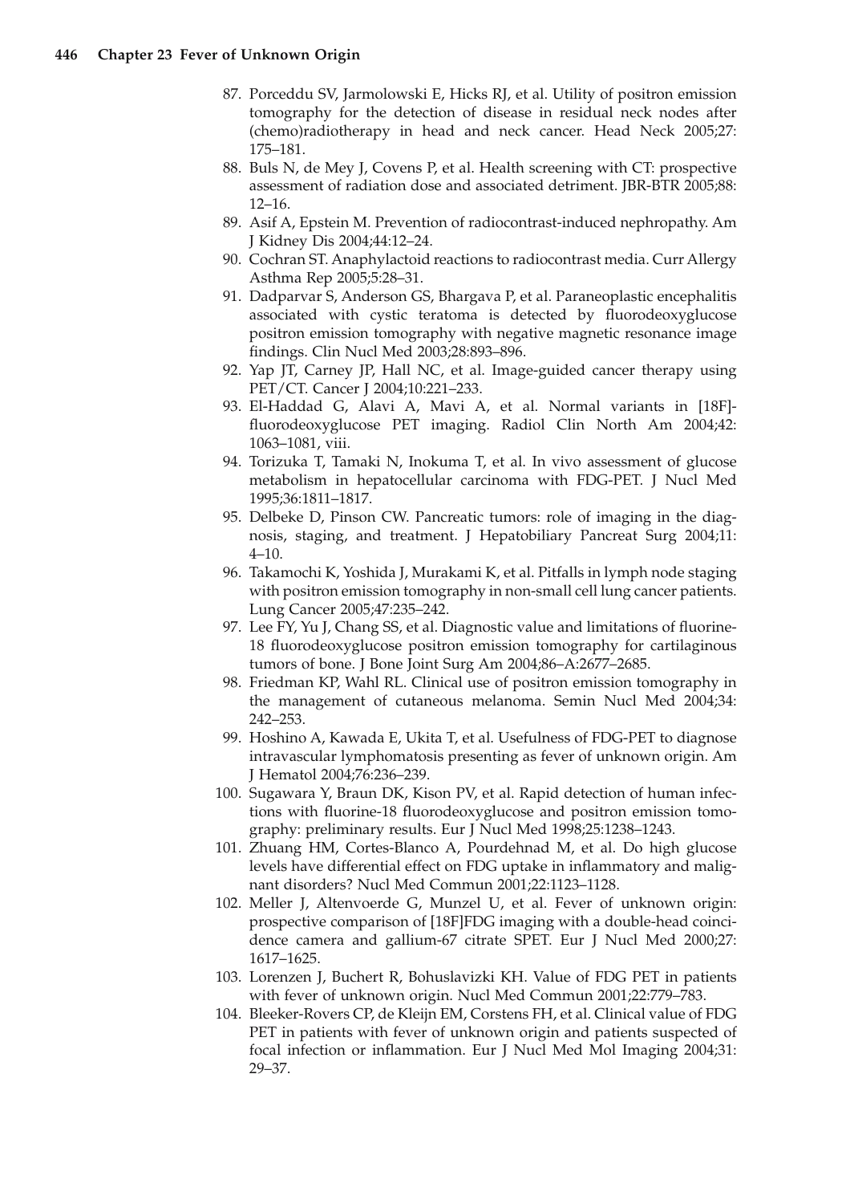87. Porceddu SV, Jarmolowski E, Hicks RJ, et al. Utility of positron emission tomography for the detection of disease in residual neck nodes after (chemo)radiotherapy in head and neck cancer. Head Neck 2005;27: 175–181.
88. Buls N, de Mey J, Covens P, et al. Health screening with CT: prospective assessment of radiation dose and associated detriment. JBR-BTR 2005;88: 12–16.
89. Asif A, Epstein M. Prevention of radiocontrast-induced nephropathy. Am J Kidney Dis 2004;44:12–24.
90. Cochran ST. Anaphylactoid reactions to radiocontrast media. Curr Allergy Asthma Rep 2005;5:28–31.
91. Dadparvar S, Anderson GS, Bhargava P, et al. Paraneoplastic encephalitis associated with cystic teratoma is detected by fluorodeoxyglucose positron emission tomography with negative magnetic resonance image findings. Clin Nucl Med 2003;28:893–896.
92. Yap JT, Carney JP, Hall NC, et al. Image-guided cancer therapy using PET/CT. Cancer J 2004;10:221–233.
93. El-Haddad G, Alavi A, Mavi A, et al. Normal variants in [18F]-fluorodeoxyglucose PET imaging. Radiol Clin North Am 2004;42: 1063–1081, viii.
94. Torizuka T, Tamaki N, Inokuma T, et al. In vivo assessment of glucose metabolism in hepatocellular carcinoma with FDG-PET. J Nucl Med 1995;36:1811–1817.
95. Delbeke D, Pinson CW. Pancreatic tumors: role of imaging in the diagnosis, staging, and treatment. J Hepatobiliary Pancreat Surg 2004;11: 4–10.
96. Takamochi K, Yoshida J, Murakami K, et al. Pitfalls in lymph node staging with positron emission tomography in non-small cell lung cancer patients. Lung Cancer 2005;47:235–242.
97. Lee FY, Yu J, Chang SS, et al. Diagnostic value and limitations of fluorine-18 fluorodeoxyglucose positron emission tomography for cartilaginous tumors of bone. J Bone Joint Surg Am 2004;86–A:2677–2685.
98. Friedman KP, Wahl RL. Clinical use of positron emission tomography in the management of cutaneous melanoma. Semin Nucl Med 2004;34: 242–253.
99. Hoshino A, Kawada E, Ukita T, et al. Usefulness of FDG-PET to diagnose intravascular lymphomatosis presenting as fever of unknown origin. Am J Hematol 2004;76:236–239.
100. Sugawara Y, Braun DK, Kison PV, et al. Rapid detection of human infections with fluorine-18 fluorodeoxyglucose and positron emission tomography: preliminary results. Eur J Nucl Med 1998;25:1238–1243.
101. Zhuang HM, Cortes-Blanco A, Pourdehnad M, et al. Do high glucose levels have differential effect on FDG uptake in inflammatory and malignant disorders? Nucl Med Commun 2001;22:1123–1128.
102. Meller J, Altenvoerde G, Munzel U, et al. Fever of unknown origin: prospective comparison of [18F]FDG imaging with a double-head coincidence camera and gallium-67 citrate SPET. Eur J Nucl Med 2000;27: 1617–1625.
103. Lorenzen J, Buchert R, Bohuslavizki KH. Value of FDG PET in patients with fever of unknown origin. Nucl Med Commun 2001;22:779–783.
104. Bleeker-Rovers CP, de Kleijn EM, Corstens FH, et al. Clinical value of FDG PET in patients with fever of unknown origin and patients suspected of focal infection or inflammation. Eur J Nucl Med Mol Imaging 2004;31: 29–37.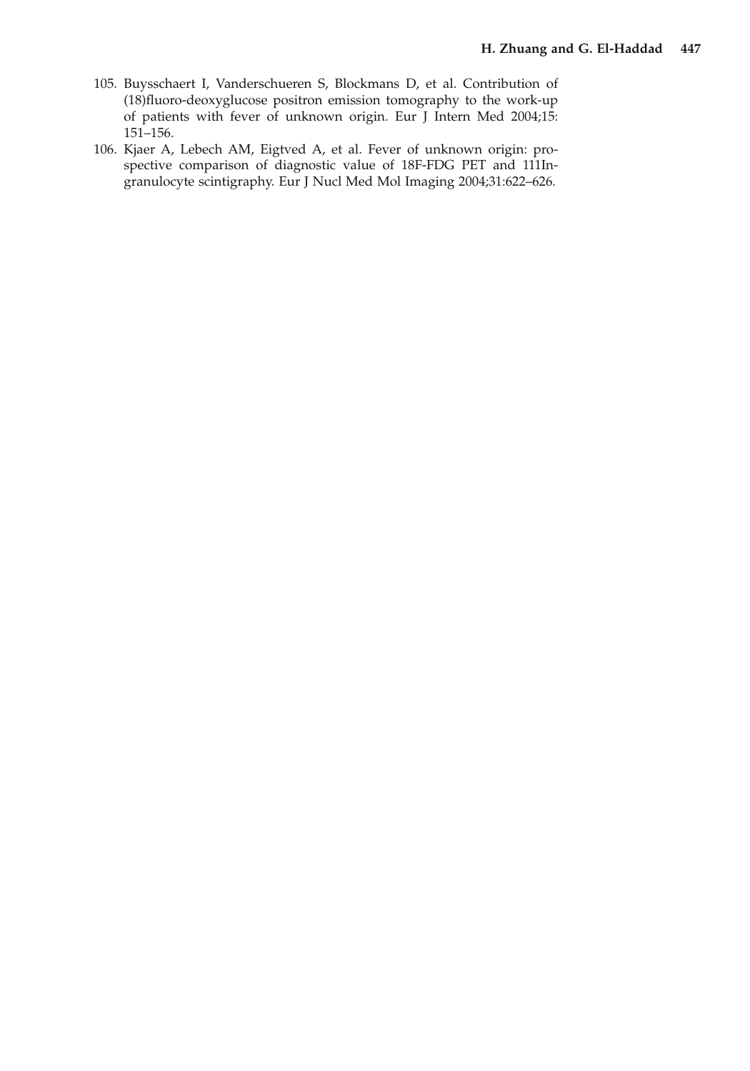105. Buysschaert I, Vanderschueren S, Blockmans D, et al. Contribution of (18)fluoro-deoxyglucose positron emission tomography to the work-up of patients with fever of unknown origin. Eur J Intern Med 2004;15: 151–156.
106. Kjaer A, Lebech AM, Eigtved A, et al. Fever of unknown origin: prospective comparison of diagnostic value of 18F-FDG PET and 111In-granulocyte scintigraphy. Eur J Nucl Med Mol Imaging 2004;31:622–626.